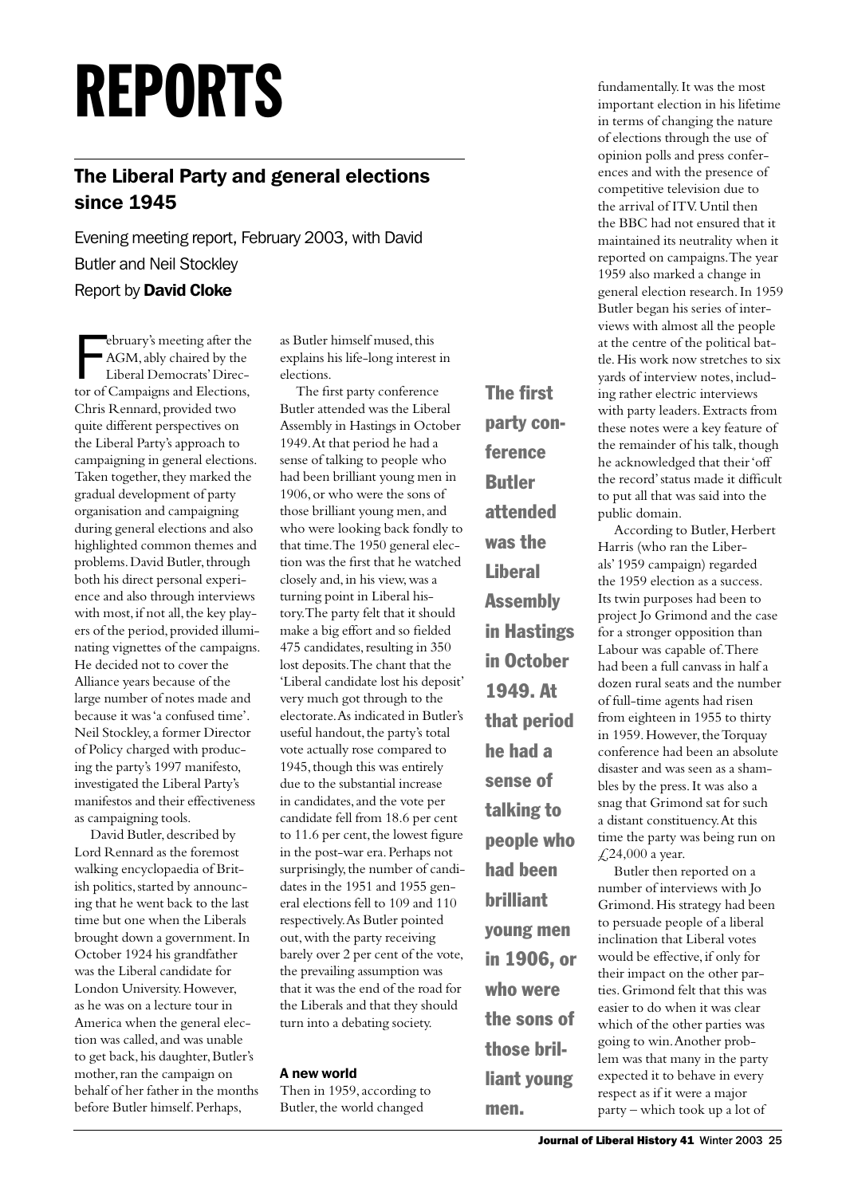# REPORTS

## The Liberal Party and general elections since 1945

Evening meeting report, February 2003, with David Butler and Neil Stockley

Report by **David Cloke**

February's meeting after the AGM, ably chaired by the Liberal Democrats' Director of Campaigns and Elections, Chris Rennard, provided two quite different perspectives on the Liberal Party's approach to campaigning in general elections. Taken together, they marked the gradual development of party organisation and campaigning during general elections and also highlighted common themes and problems. David Butler, through both his direct personal experience and also through interviews with most, if not all, the key players of the period, provided illuminating vignettes of the campaigns. He decided not to cover the Alliance years because of the large number of notes made and because it was 'a confused time'. Neil Stockley, a former Director of Policy charged with producing the party's 1997 manifesto, investigated the Liberal Party's manifestos and their effectiveness as campaigning tools.

David Butler, described by Lord Rennard as the foremost walking encyclopaedia of British politics, started by announcing that he went back to the last time but one when the Liberals brought down a government. In October 1924 his grandfather was the Liberal candidate for London University. However, as he was on a lecture tour in America when the general election was called, and was unable to get back, his daughter, Butler's mother, ran the campaign on behalf of her father in the months before Butler himself. Perhaps, as Butler himself mused, this explains his life-long interest in elections.

The first party conference Butler attended was the Liberal Assembly in Hastings in October 1949. At that period he had a sense of talking to people who had been brilliant young men in 1906, or who were the sons of those brilliant young men, and who were looking back fondly to that time. The 1950 general election was the first that he watched closely and, in his view, was a turning point in Liberal history. The party felt that it should make a big effort and so fielded 475 candidates, resulting in 350 lost deposits. The chant that the 'Liberal candidate lost his deposit' very much got through to the electorate. As indicated in Butler's useful handout, the party's total vote actually rose compared to 1945, though this was entirely due to the substantial increase in candidates, and the vote per candidate fell from 18.6 per cent to 11.6 per cent, the lowest figure in the post-war era. Perhaps not surprisingly, the number of candidates in the 1951 and 1955 general elections fell to 109 and 110 respectively. As Butler pointed out, with the party receiving barely over 2 per cent of the vote, the prevailing assumption was that it was the end of the road for the Liberals and that they should turn into a debating society.

**The first party conference Butler attended was the Liberal Assembly in Hastings in October 1949. At that period he had a sense of talking to people who had been brilliant young men in 1906, or who were the sons of those brilliant young men.**

### A new world

Then in 1959, according to Butler, the world changed fundamentally. It was the most important election in his lifetime in terms of changing the nature of elections through the use of opinion polls and press conferences and with the presence of competitive television due to the arrival of ITV. Until then the BBC had not ensured that it maintained its neutrality when it reported on campaigns. The year 1959 also marked a change in general election research. In 1959 Butler began his series of interviews with almost all the people at the centre of the political battle. His work now stretches to six yards of interview notes, including rather electric interviews with party leaders. Extracts from these notes were a key feature of the remainder of his talk, though he acknowledged that their 'off the record' status made it difficult to put all that was said into the public domain.

According to Butler, Herbert Harris (who ran the Liberals' 1959 campaign) regarded the 1959 election as a success. Its twin purposes had been to project Jo Grimond and the case for a stronger opposition than Labour was capable of. There had been a full canvass in half a dozen rural seats and the number of full-time agents had risen from eighteen in 1955 to thirty in 1959. However, the Torquay conference had been an absolute disaster and was seen as a shambles by the press. It was also a snag that Grimond sat for such a distant constituency. At this time the party was being run on £24,000 a year.

Butler then reported on a number of interviews with Jo Grimond. His strategy had been to persuade people of a liberal inclination that Liberal votes would be effective, if only for their impact on the other parties. Grimond felt that this was easier to do when it was clear which of the other parties was going to win. Another problem was that many in the party expected it to behave in every respect as if it were a major party – which took up a lot of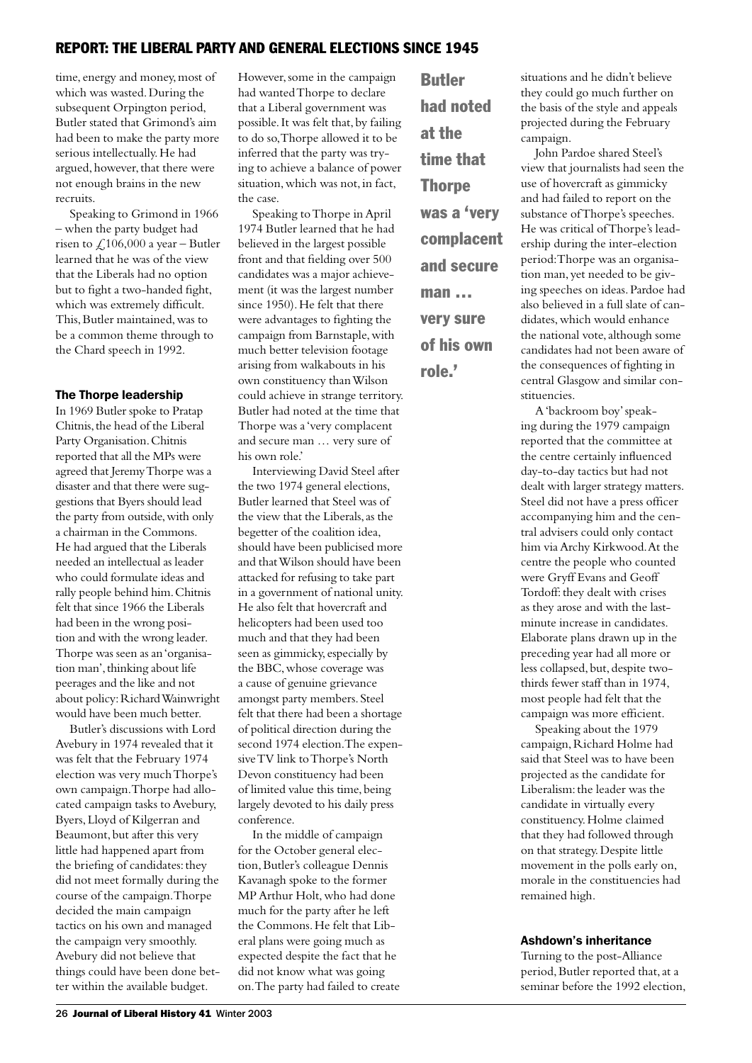time, energy and money, most of which was wasted. During the subsequent Orpington period, Butler stated that Grimond's aim had been to make the party more serious intellectually. He had argued, however, that there were not enough brains in the new recruits.

Speaking to Grimond in 1966 – when the party budget had risen to £106,000 a year – Butler learned that he was of the view that the Liberals had no option but to fight a two-handed fight, which was extremely difficult. This, Butler maintained, was to be a common theme through to the Chard speech in 1992.

### The Thorpe leadership

In 1969 Butler spoke to Pratap Chitnis, the head of the Liberal Party Organisation. Chitnis reported that all the MPs were agreed that Jeremy Thorpe was a disaster and that there were suggestions that Byers should lead the party from outside, with only a chairman in the Commons. He had argued that the Liberals needed an intellectual as leader who could formulate ideas and rally people behind him. Chitnis felt that since 1966 the Liberals had been in the wrong position and with the wrong leader. Thorpe was seen as an 'organisation man', thinking about life peerages and the like and not about policy: Richard Wainwright would have been much better.

Butler's discussions with Lord Avebury in 1974 revealed that it was felt that the February 1974 election was very much Thorpe's own campaign. Thorpe had allocated campaign tasks to Avebury, Byers, Lloyd of Kilgerran and Beaumont, but after this very little had happened apart from the briefing of candidates: they did not meet formally during the course of the campaign. Thorpe decided the main campaign tactics on his own and managed the campaign very smoothly. Avebury did not believe that things could have been done better within the available budget.

However, some in the campaign had wanted Thorpe to declare that a Liberal government was possible. It was felt that, by failing to do so, Thorpe allowed it to be inferred that the party was trying to achieve a balance of power situation, which was not, in fact, the case.

Speaking to Thorpe in April 1974 Butler learned that he had believed in the largest possible front and that fielding over 500 candidates was a major achievement (it was the largest number since 1950). He felt that there were advantages to fighting the campaign from Barnstaple, with much better television footage arising from walkabouts in his own constituency than Wilson could achieve in strange territory. Butler had noted at the time that Thorpe was a 'very complacent and secure man … very sure of his own role.'

Interviewing David Steel after the two 1974 general elections, Butler learned that Steel was of the view that the Liberals, as the begetter of the coalition idea, should have been publicised more and that Wilson should have been attacked for refusing to take part in a government of national unity. He also felt that hovercraft and helicopters had been used too much and that they had been seen as gimmicky, especially by the BBC, whose coverage was a cause of genuine grievance amongst party members. Steel felt that there had been a shortage of political direction during the second 1974 election. The expensive TV link to Thorpe's North Devon constituency had been of limited value this time, being largely devoted to his daily press conference.

In the middle of campaign for the October general election, Butler's colleague Dennis Kavanagh spoke to the former MP Arthur Holt, who had done much for the party after he left the Commons. He felt that Liberal plans were going much as expected despite the fact that he did not know what was going on. The party had failed to create situations and he didn't believe they could go much further on the basis of the style and appeals projected during the February campaign.

**Butler had noted at the time that Thorpe was a 'very complacent and secure man … very sure of his own role.'**

John Pardoe shared Steel's view that journalists had seen the use of hovercraft as gimmicky and had failed to report on the substance of Thorpe's speeches. He was critical of Thorpe's leadership during the inter-election period: Thorpe was an organisation man, yet needed to be giving speeches on ideas. Pardoe had also believed in a full slate of candidates, which would enhance the national vote, although some candidates had not been aware of the consequences of fighting in central Glasgow and similar constituencies.

A 'backroom boy' speaking during the 1979 campaign reported that the committee at the centre certainly influenced day-to-day tactics but had not dealt with larger strategy matters. Steel did not have a press officer accompanying him and the central advisers could only contact him via Archy Kirkwood. At the centre the people who counted were Gryff Evans and Geoff Tordoff: they dealt with crises as they arose and with the last-minute increase in candidates. Elaborate plans drawn up in the preceding year had all more or less collapsed, but, despite two-thirds fewer staff than in 1974, most people had felt that the campaign was more efficient.

Speaking about the 1979 campaign, Richard Holme had said that Steel was to have been projected as the candidate for Liberalism: the leader was the candidate in virtually every constituency. Holme claimed that they had followed through on that strategy. Despite little movement in the polls early on, morale in the constituencies had remained high.

### Ashdown's inheritance

Turning to the post-Alliance period, Butler reported that, at a seminar before the 1992 election,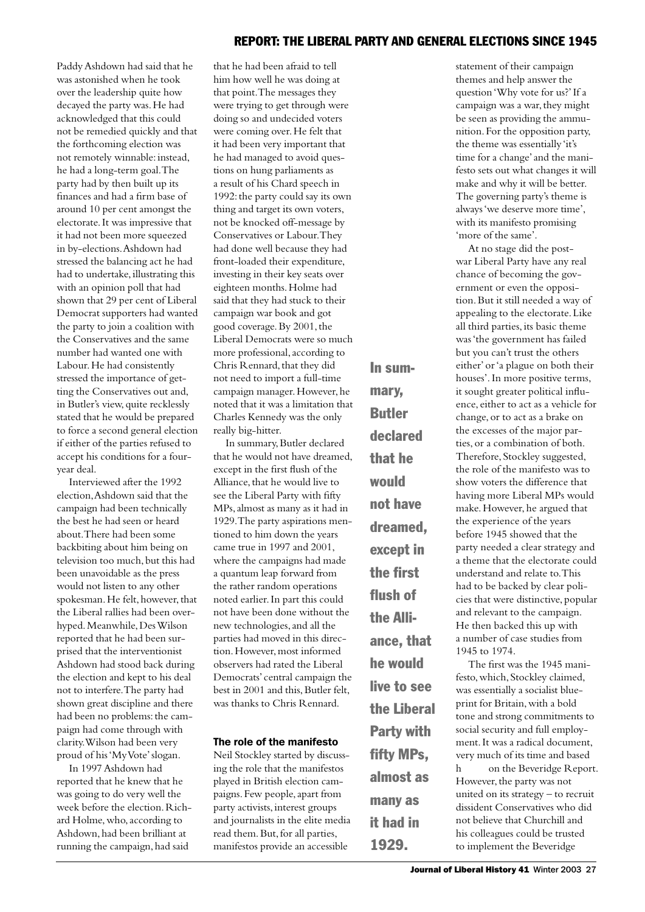Paddy Ashdown had said that he was astonished when he took over the leadership quite how decayed the party was. He had acknowledged that this could not be remedied quickly and that the forthcoming election was not remotely winnable: instead, he had a long-term goal. The party had by then built up its finances and had a firm base of around 10 per cent amongst the electorate. It was impressive that it had not been more squeezed in by-elections. Ashdown had stressed the balancing act he had had to undertake, illustrating this with an opinion poll that had shown that 29 per cent of Liberal Democrat supporters had wanted the party to join a coalition with the Conservatives and the same number had wanted one with Labour. He had consistently stressed the importance of getting the Conservatives out and, in Butler's view, quite recklessly stated that he would be prepared to force a second general election if either of the parties refused to accept his conditions for a four-year deal.

Interviewed after the 1992 election, Ashdown said that the campaign had been technically the best he had seen or heard about. There had been some backbiting about him being on television too much, but this had been unavoidable as the press would not listen to any other spokesman. He felt, however, that the Liberal rallies had been over-hyped. Meanwhile, Des Wilson reported that he had been surprised that the interventionist Ashdown had stood back during the election and kept to his deal not to interfere. The party had shown great discipline and there had been no problems: the campaign had come through with clarity. Wilson had been very proud of his 'My Vote' slogan.

In 1997 Ashdown had reported that he knew that he was going to do very well the week before the election. Richard Holme, who, according to Ashdown, had been brilliant at running the campaign, had said that he had been afraid to tell him how well he was doing at that point. The messages they were trying to get through were doing so and undecided voters were coming over. He felt that it had been very important that he had managed to avoid questions on hung parliaments as a result of his Chard speech in 1992: the party could say its own thing and target its own voters, not be knocked off-message by Conservatives or Labour. They had done well because they had front-loaded their expenditure, investing in their key seats over eighteen months. Holme had said that they had stuck to their campaign war book and got good coverage. By 2001, the Liberal Democrats were so much more professional, according to Chris Rennard, that they did not need to import a full-time campaign manager. However, he noted that it was a limitation that Charles Kennedy was the only really big-hitter.

In summary, Butler declared that he would not have dreamed, except in the first flush of the Alliance, that he would live to see the Liberal Party with fifty MPs, almost as many as it had in 1929. The party aspirations mentioned to him down the years came true in 1997 and 2001, where the campaigns had made a quantum leap forward from the rather random operations noted earlier. In part this could not have been done without the new technologies, and all the parties had moved in this direction. However, most informed observers had rated the Liberal Democrats' central campaign the best in 2001 and this, Butler felt, was thanks to Chris Rennard.

**In summary, Butler declared that he would not have dreamed, except in the first flush of the Alliance, that he would live to see the Liberal Party with fifty MPs, almost as many as it had in 1929.**

### The role of the manifesto

Neil Stockley started by discussing the role that the manifestos played in British election campaigns. Few people, apart from party activists, interest groups and journalists in the elite media read them. But, for all parties, manifestos provide an accessible statement of their campaign themes and help answer the question 'Why vote for us?' If a campaign was a war, they might be seen as providing the ammunition. For the opposition party, the theme was essentially 'it's time for a change' and the manifesto sets out what changes it will make and why it will be better. The governing party's theme is always 'we deserve more time', with its manifesto promising 'more of the same'.

At no stage did the post-war Liberal Party have any real chance of becoming the government or even the opposition. But it still needed a way of appealing to the electorate. Like all third parties, its basic theme was 'the government has failed but you can't trust the others either' or 'a plague on both their houses'. In more positive terms, it sought greater political influence, either to act as a vehicle for change, or to act as a brake on the excesses of the major parties, or a combination of both. Therefore, Stockley suggested, the role of the manifesto was to show voters the difference that having more Liberal MPs would make. However, he argued that the experience of the years before 1945 showed that the party needed a clear strategy and a theme that the electorate could understand and relate to. This had to be backed by clear policies that were distinctive, popular and relevant to the campaign. He then backed this up with a number of case studies from 1945 to 1974.

The first was the 1945 manifesto, which, Stockley claimed, was essentially a socialist blueprint for Britain, with a bold tone and strong commitments to social security and full employment. It was a radical document, very much of its time and based h on the Beveridge Report. However, the party was not united on its strategy – to recruit dissident Conservatives who did not believe that Churchill and his colleagues could be trusted to implement the Beveridge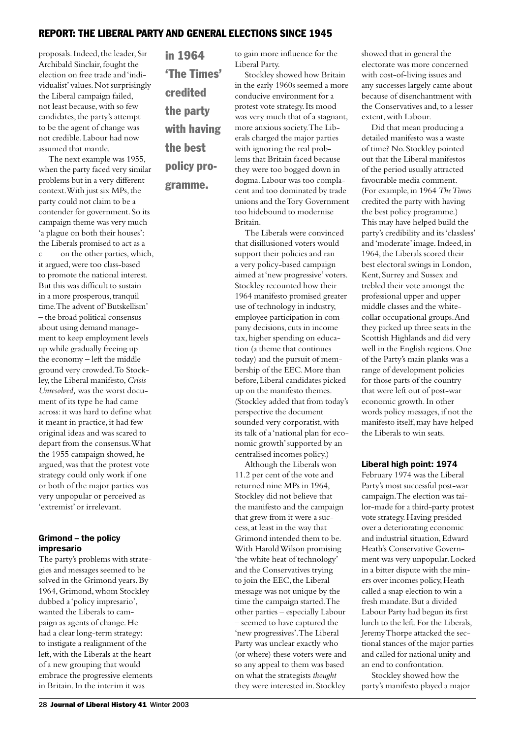proposals. Indeed, the leader, Sir Archibald Sinclair, fought the election on free trade and 'individualist' values. Not surprisingly the Liberal campaign failed, not least because, with so few candidates, the party's attempt to be the agent of change was not credible. Labour had now assumed that mantle.

The next example was 1955, when the party faced very similar problems but in a very different context. With just six MPs, the party could not claim to be a contender for government. So its campaign theme was very much 'a plague on both their houses': the Liberals promised to act as a c on the other parties, which, it argued, were too class-based to promote the national interest. But this was difficult to sustain in a more prosperous, tranquil time. The advent of 'Butskellism' – the broad political consensus about using demand management to keep employment levels up while gradually freeing up the economy – left the middle ground very crowded. To Stockley, the Liberal manifesto, *Crisis Unresolved,* was the worst document of its type he had came across: it was hard to define what it meant in practice, it had few original ideas and was scared to depart from the consensus. What the 1955 campaign showed, he argued, was that the protest vote strategy could only work if one or both of the major parties was very unpopular or perceived as 'extremist' or irrelevant.

### Grimond – the policy impresario

The party's problems with strategies and messages seemed to be solved in the Grimond years. By 1964, Grimond, whom Stockley dubbed a 'policy impresario', wanted the Liberals to campaign as agents of change. He had a clear long-term strategy: to instigate a realignment of the left, with the Liberals at the heart of a new grouping that would embrace the progressive elements in Britain. In the interim it was to gain more influence for the Liberal Party.

Stockley showed how Britain in the early 1960s seemed a more conducive environment for a protest vote strategy. Its mood was very much that of a stagnant, more anxious society. The Liberals charged the major parties with ignoring the real problems that Britain faced because they were too bogged down in dogma. Labour was too complacent and too dominated by trade unions and the Tory Government too hidebound to modernise Britain.

The Liberals were convinced that disillusioned voters would support their policies and ran a very policy-based campaign aimed at 'new progressive' voters. Stockley recounted how their 1964 manifesto promised greater use of technology in industry, employee participation in company decisions, cuts in income tax, higher spending on education (a theme that continues today) and the pursuit of membership of the EEC. More than before, Liberal candidates picked up on the manifesto themes. (Stockley added that from today's perspective the document sounded very corporatist, with its talk of a 'national plan for economic growth' supported by an centralised incomes policy.)

Although the Liberals won 11.2 per cent of the vote and returned nine MPs in 1964, Stockley did not believe that the manifesto and the campaign that grew from it were a success, at least in the way that Grimond intended them to be. With Harold Wilson promising 'the white heat of technology' and the Conservatives trying to join the EEC, the Liberal message was not unique by the time the campaign started. The other parties – especially Labour – seemed to have captured the 'new progressives'. The Liberal Party was unclear exactly who (or where) these voters were and so any appeal to them was based on what the strategists *thought* they were interested in. Stockley showed that in general the electorate was more concerned with cost-of-living issues and any successes largely came about because of disenchantment with the Conservatives and, to a lesser extent, with Labour.

> **in 1964 'The Times' credited the party with having the best policy programme.**

Did that mean producing a detailed manifesto was a waste of time? No. Stockley pointed out that the Liberal manifestos of the period usually attracted favourable media comment. (For example, in 1964 *The Times* credited the party with having the best policy programme.) This may have helped build the party's credibility and its 'classless' and 'moderate' image. Indeed, in 1964, the Liberals scored their best electoral swings in London, Kent, Surrey and Sussex and trebled their vote amongst the professional upper and upper middle classes and the white-collar occupational groups. And they picked up three seats in the Scottish Highlands and did very well in the English regions. One of the Party's main planks was a range of development policies for those parts of the country that were left out of post-war economic growth. In other words policy messages, if not the manifesto itself, may have helped the Liberals to win seats.

### Liberal high point: 1974

February 1974 was the Liberal Party's most successful post-war campaign. The election was tailor-made for a third-party protest vote strategy. Having presided over a deteriorating economic and industrial situation, Edward Heath's Conservative Government was very unpopular. Locked in a bitter dispute with the miners over incomes policy, Heath called a snap election to win a fresh mandate. But a divided Labour Party had begun its first lurch to the left. For the Liberals, Jeremy Thorpe attacked the sectional stances of the major parties and called for national unity and an end to confrontation.

Stockley showed how the party's manifesto played a major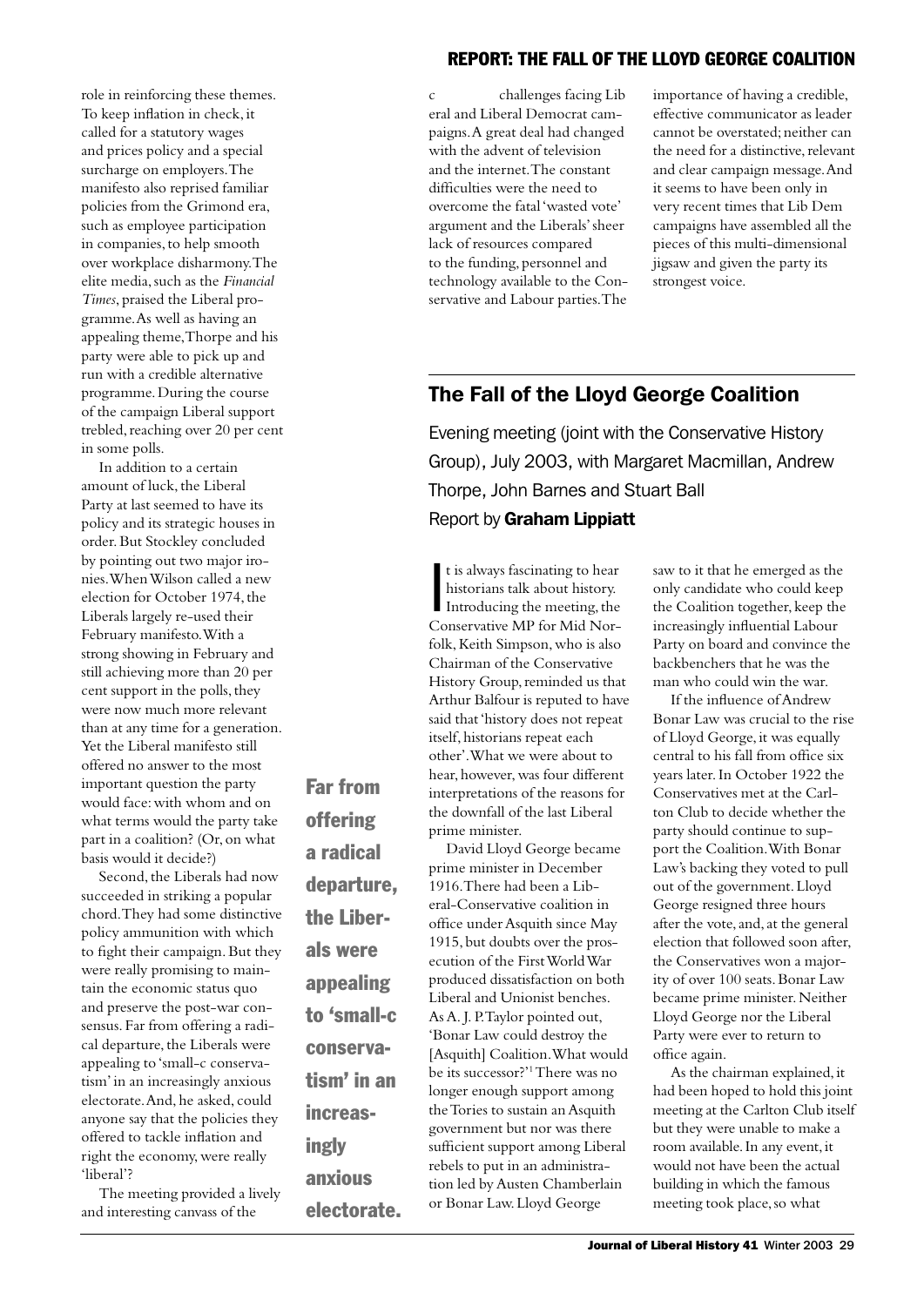role in reinforcing these themes. To keep inflation in check, it called for a statutory wages and prices policy and a special surcharge on employers. The manifesto also reprised familiar policies from the Grimond era, such as employee participation in companies, to help smooth over workplace disharmony. The elite media, such as the *Financial Times*, praised the Liberal programme. As well as having an appealing theme, Thorpe and his party were able to pick up and run with a credible alternative programme. During the course of the campaign Liberal support trebled, reaching over 20 per cent in some polls.

In addition to a certain amount of luck, the Liberal Party at last seemed to have its policy and its strategic houses in order. But Stockley concluded by pointing out two major ironies. When Wilson called a new election for October 1974, the Liberals largely re-used their February manifesto. With a strong showing in February and still achieving more than 20 per cent support in the polls, they were now much more relevant than at any time for a generation. Yet the Liberal manifesto still offered no answer to the most important question the party would face: with whom and on what terms would the party take part in a coalition? (Or, on what basis would it decide?)

Second, the Liberals had now succeeded in striking a popular chord. They had some distinctive policy ammunition with which to fight their campaign. But they were really promising to maintain the economic status quo and preserve the post-war consensus. Far from offering a radical departure, the Liberals were appealing to 'small-c conservatism' in an increasingly anxious electorate. And, he asked, could anyone say that the policies they offered to tackle inflation and right the economy, were really 'liberal'?

**Far from offering a radical departure, the Liberals were appealing to 'small-c conservatism' in an increasingly anxious electorate.**

The meeting provided a lively and interesting canvass of the challenges facing Liberal and Liberal Democrat campaigns. A great deal had changed with the advent of television and the internet. The constant difficulties were the need to overcome the fatal 'wasted vote' argument and the Liberals' sheer lack of resources compared to the funding, personnel and technology available to the Conservative and Labour parties. The importance of having a credible, effective communicator as leader cannot be overstated; neither can the need for a distinctive, relevant and clear campaign message. And it seems to have been only in very recent times that Lib Dem campaigns have assembled all the pieces of this multi-dimensional jigsaw and given the party its strongest voice.

## The Fall of the Lloyd George Coalition

Evening meeting (joint with the Conservative History Group), July 2003, with Margaret Macmillan, Andrew Thorpe, John Barnes and Stuart Ball

Report by **Graham Lippiatt**

It is always fascinating to hear historians talk about history. Introducing the meeting, the Conservative MP for Mid Norfolk, Keith Simpson, who is also Chairman of the Conservative History Group, reminded us that Arthur Balfour is reputed to have said that 'history does not repeat itself, historians repeat each other'. What we were about to hear, however, was four different interpretations of the reasons for the downfall of the last Liberal prime minister.

David Lloyd George became prime minister in December 1916. There had been a Liberal-Conservative coalition in office under Asquith since May 1915, but doubts over the prosecution of the First World War produced dissatisfaction on both Liberal and Unionist benches. As A. J. P. Taylor pointed out, 'Bonar Law could destroy the [Asquith] Coalition. What would be its successor?'[1] There was no longer enough support among the Tories to sustain an Asquith government but nor was there sufficient support among Liberal rebels to put in an administration led by Austen Chamberlain or Bonar Law. Lloyd George saw to it that he emerged as the only candidate who could keep the Coalition together, keep the increasingly influential Labour Party on board and convince the backbenchers that he was the man who could win the war.

If the influence of Andrew Bonar Law was crucial to the rise of Lloyd George, it was equally central to his fall from office six years later. In October 1922 the Conservatives met at the Carlton Club to decide whether the party should continue to support the Coalition. With Bonar Law's backing they voted to pull out of the government. Lloyd George resigned three hours after the vote, and, at the general election that followed soon after, the Conservatives won a majority of over 100 seats. Bonar Law became prime minister. Neither Lloyd George nor the Liberal Party were ever to return to office again.

As the chairman explained, it had been hoped to hold this joint meeting at the Carlton Club itself but they were unable to make a room available. In any event, it would not have been the actual building in which the famous meeting took place, so what